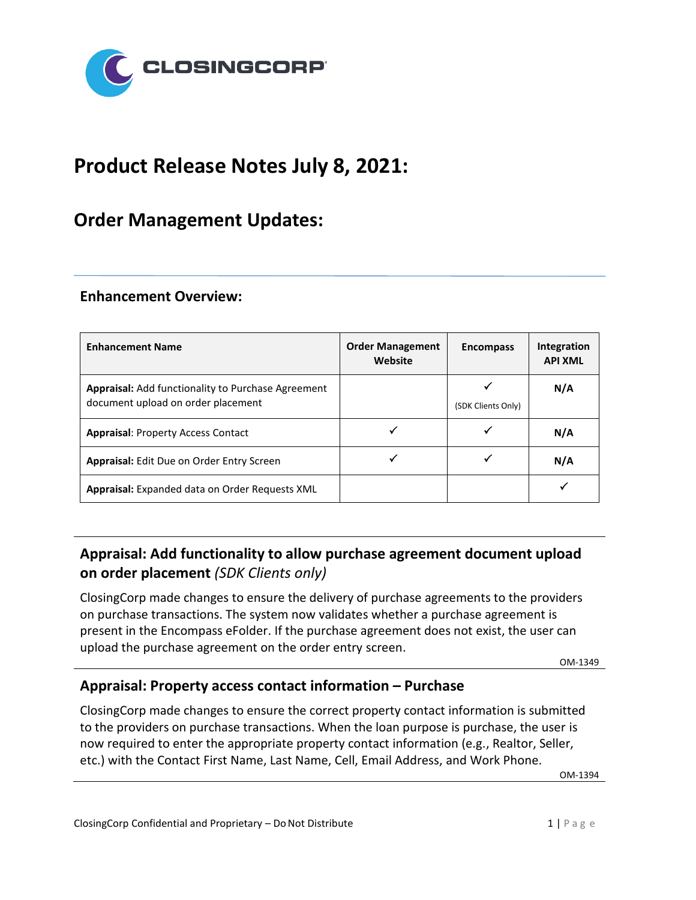# Product Release Notes July 8, 2021:

## Order Management Updates:

### Enhancement Overview:

| Enhancement Name | Order Management Website | Encompass | Integration API XML |
|---|---|---|---|
| **Appraisal:** Add functionality to Purchase Agreement document upload on order placement | | ✓ (SDK Clients Only) | **N/A** |
| **Appraisal**: Property Access Contact | ✓ | ✓ | **N/A** |
| **Appraisal:** Edit Due on Order Entry Screen | ✓ | ✓ | **N/A** |
| **Appraisal:** Expanded data on Order Requests XML | | | ✓ |

### Appraisal: Add functionality to allow purchase agreement document upload on order placement *(SDK Clients only)*

ClosingCorp made changes to ensure the delivery of purchase agreements to the providers on purchase transactions. The system now validates whether a purchase agreement is present in the Encompass eFolder. If the purchase agreement does not exist, the user can upload the purchase agreement on the order entry screen.

OM-1349

### Appraisal: Property access contact information – Purchase

ClosingCorp made changes to ensure the correct property contact information is submitted to the providers on purchase transactions. When the loan purpose is purchase, the user is now required to enter the appropriate property contact information (e.g., Realtor, Seller, etc.) with the Contact First Name, Last Name, Cell, Email Address, and Work Phone.

OM-1394

ClosingCorp Confidential and Proprietary – Do Not Distribute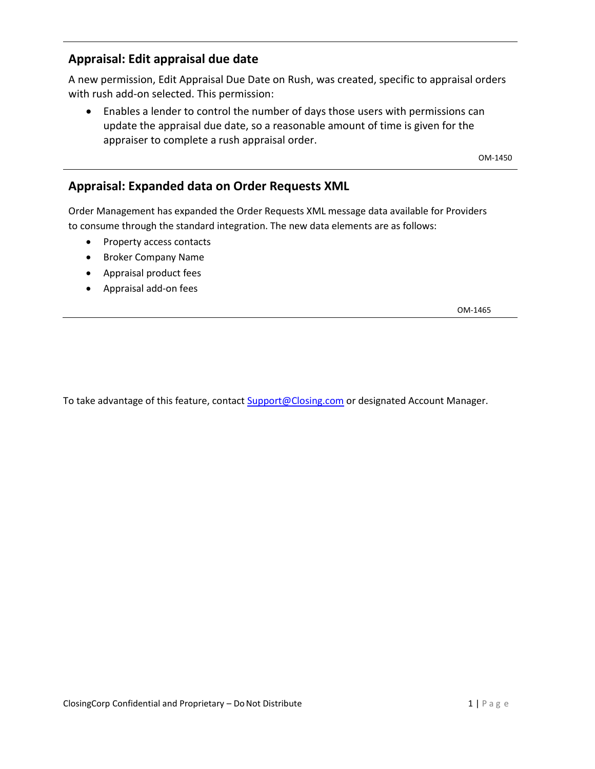## Appraisal: Edit appraisal due date

A new permission, Edit Appraisal Due Date on Rush, was created, specific to appraisal orders with rush add-on selected. This permission:

- Enables a lender to control the number of days those users with permissions can update the appraisal due date, so a reasonable amount of time is given for the appraiser to complete a rush appraisal order.

OM-1450

## Appraisal: Expanded data on Order Requests XML

Order Management has expanded the Order Requests XML message data available for Providers to consume through the standard integration. The new data elements are as follows:

- Property access contacts
- Broker Company Name
- Appraisal product fees
- Appraisal add-on fees

OM-1465

To take advantage of this feature, contact [Support@Closing.com](mailto:Support@Closing.com) or designated Account Manager.